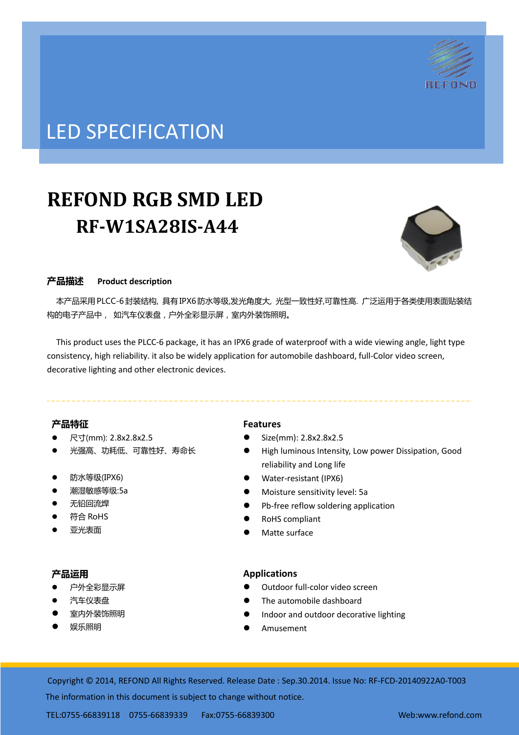# LED SPECIFICATION

# REFOND RGB SMD LED
## RF-W1SA28IS-A44

**产品描述　Product description**

本产品采用PLCC-6封装结构, 具有IPX6防水等级,发光角度大, 光型一致性好,可靠性高. 广泛运用于各类使用表面贴装结构的电子产品中， 如汽车仪表盘，户外全彩显示屏，室内外装饰照明。

This product uses the PLCC-6 package, it has an IPX6 grade of waterproof with a wide viewing angle, light type consistency, high reliability. it also be widely application for automobile dashboard, full-Color video screen, decorative lighting and other electronic devices.

**产品特征**

- 尺寸(mm): 2.8x2.8x2.5
- 光强高、功耗低、可靠性好、寿命长
- 防水等级(IPX6)
- 潮湿敏感等级:5a
- 无铅回流焊
- 符合 RoHS
- 亚光表面

**Features**

- Size(mm): 2.8x2.8x2.5
- High luminous Intensity, Low power Dissipation, Good reliability and Long life
- Water-resistant (IPX6)
- Moisture sensitivity level: 5a
- Pb-free reflow soldering application
- RoHS compliant
- Matte surface

**产品运用**

- 户外全彩显示屏
- 汽车仪表盘
- 室内外装饰照明
- 娱乐照明

**Applications**

- Outdoor full-color video screen
- The automobile dashboard
- Indoor and outdoor decorative lighting
- Amusement

Copyright © 2014, REFOND All Rights Reserved. Release Date : Sep.30.2014. Issue No: RF-FCD-20140922A0-T003

The information in this document is subject to change without notice.

TEL:0755-66839118　0755-66839339　Fax:0755-66839300　Web:www.refond.com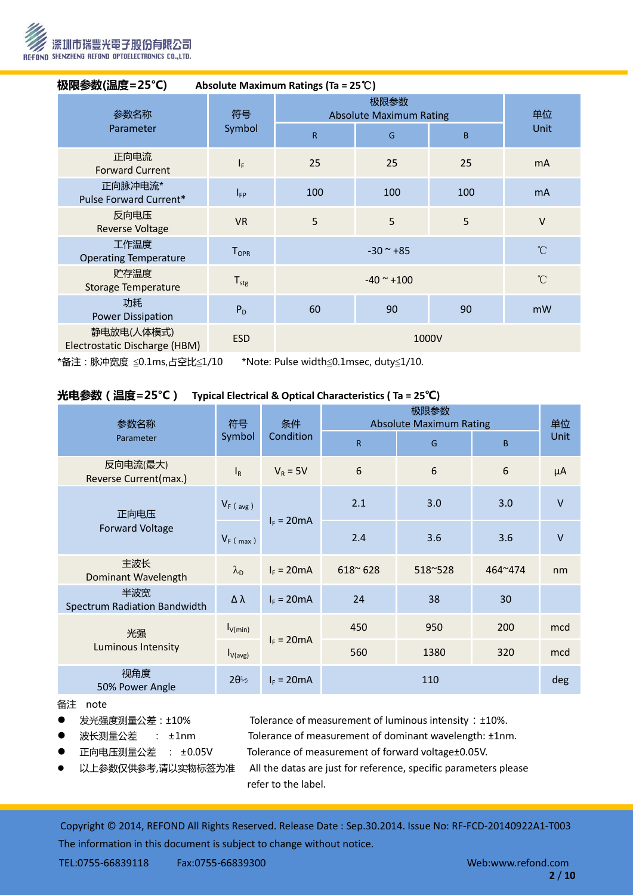## 极限参数(温度=25°C)　Absolute Maximum Ratings (Ta = 25℃)

| 参数名称 Parameter | 符号 Symbol | 极限参数 Absolute Maximum Rating | | | 单位 Unit |
|---|---|---|---|---|---|
| | | R | G | B | |
| 正向电流 Forward Current | $I_F$ | 25 | 25 | 25 | mA |
| 正向脉冲电流* Pulse Forward Current* | $I_{FP}$ | 100 | 100 | 100 | mA |
| 反向电压 Reverse Voltage | VR | 5 | 5 | 5 | V |
| 工作温度 Operating Temperature | $T_{OPR}$ | -30 ~ +85 | | | ℃ |
| 贮存温度 Storage Temperature | $T_{stg}$ | -40 ~ +100 | | | ℃ |
| 功耗 Power Dissipation | $P_D$ | 60 | 90 | 90 | mW |
| 静电放电(人体模式) Electrostatic Discharge (HBM) | ESD | 1000V | | | |

*备注：脉冲宽度 ≦0.1ms,占空比≦1/10　　*Note: Pulse width≦0.1msec, duty≦1/10.

## 光电参数（温度=25°C）　Typical Electrical & Optical Characteristics ( Ta = 25℃)

| 参数名称 Parameter | 符号 Symbol | 条件 Condition | 极限参数 Absolute Maximum Rating | | | 单位 Unit |
|---|---|---|---|---|---|---|
| | | | R | G | B | |
| 反向电流(最大) Reverse Current(max.) | $I_R$ | $V_R$ = 5V | 6 | 6 | 6 | μA |
| 正向电压 Forward Voltage | $V_{F(avg)}$ | $I_F$ = 20mA | 2.1 | 3.0 | 3.0 | V |
| | $V_{F(max)}$ | | 2.4 | 3.6 | 3.6 | V |
| 主波长 Dominant Wavelength | $\lambda_D$ | $I_F$ = 20mA | 618~ 628 | 518~528 | 464~474 | nm |
| 半波宽 Spectrum Radiation Bandwidth | Δ λ | $I_F$ = 20mA | 24 | 38 | 30 | |
| 光强 Luminous Intensity | $I_{V(min)}$ | $I_F$ = 20mA | 450 | 950 | 200 | mcd |
| | $I_{V(avg)}$ | | 560 | 1380 | 320 | mcd |
| 视角度 50% Power Angle | $2\theta_{1/2}$ | $I_F$ = 20mA | 110 | | | deg |

备注　note

- 发光强度测量公差：±10%　　Tolerance of measurement of luminous intensity：±10%.
- 波长测量公差　：±1nm　　Tolerance of measurement of dominant wavelength: ±1nm.
- 正向电压测量公差　：±0.05V　　Tolerance of measurement of forward voltage±0.05V.
- 以上参数仅供参考,请以实物标签为准　　All the datas are just for reference, specific parameters please refer to the label.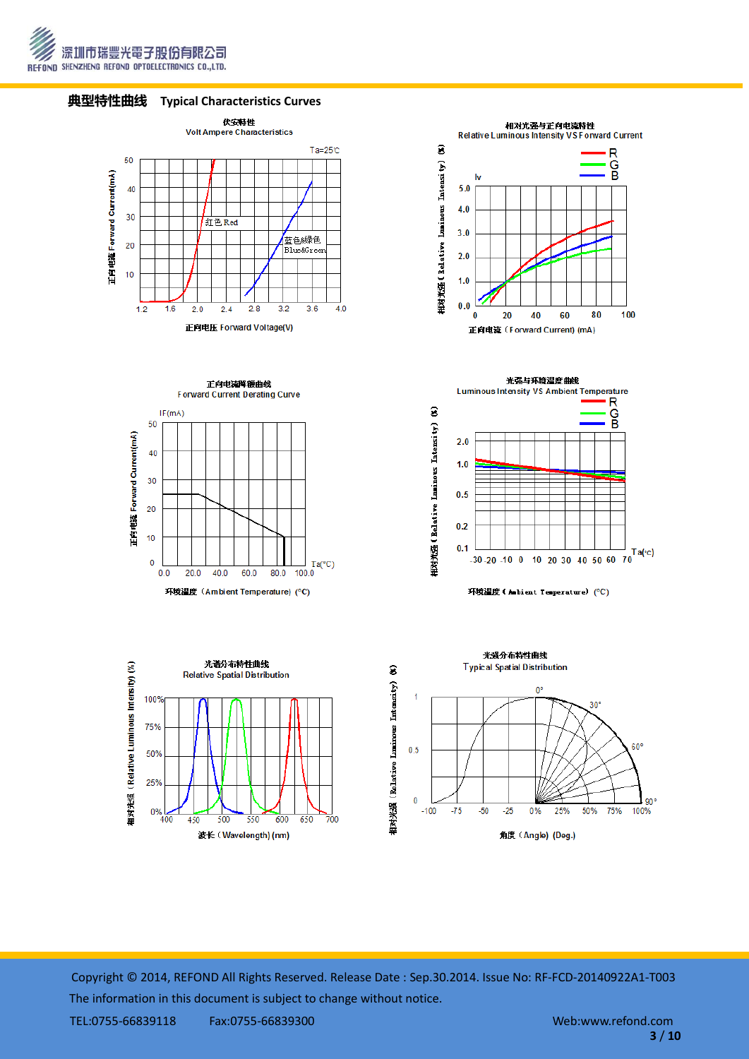## 典型特性曲线 Typical Characteristics Curves

伏安特性
Volt Ampere Characteristics

相对光强与正向电流特性
Relative Luminous Intensity VS Forward Current

正向电流降额曲线
Forward Current Derating Curve

光强与环境温度曲线
Luminous Intensity VS Ambient Temperature

光谱分布特性曲线
Relative Spatial Distribution

光强分布特性曲线
Typical Spatial Distribution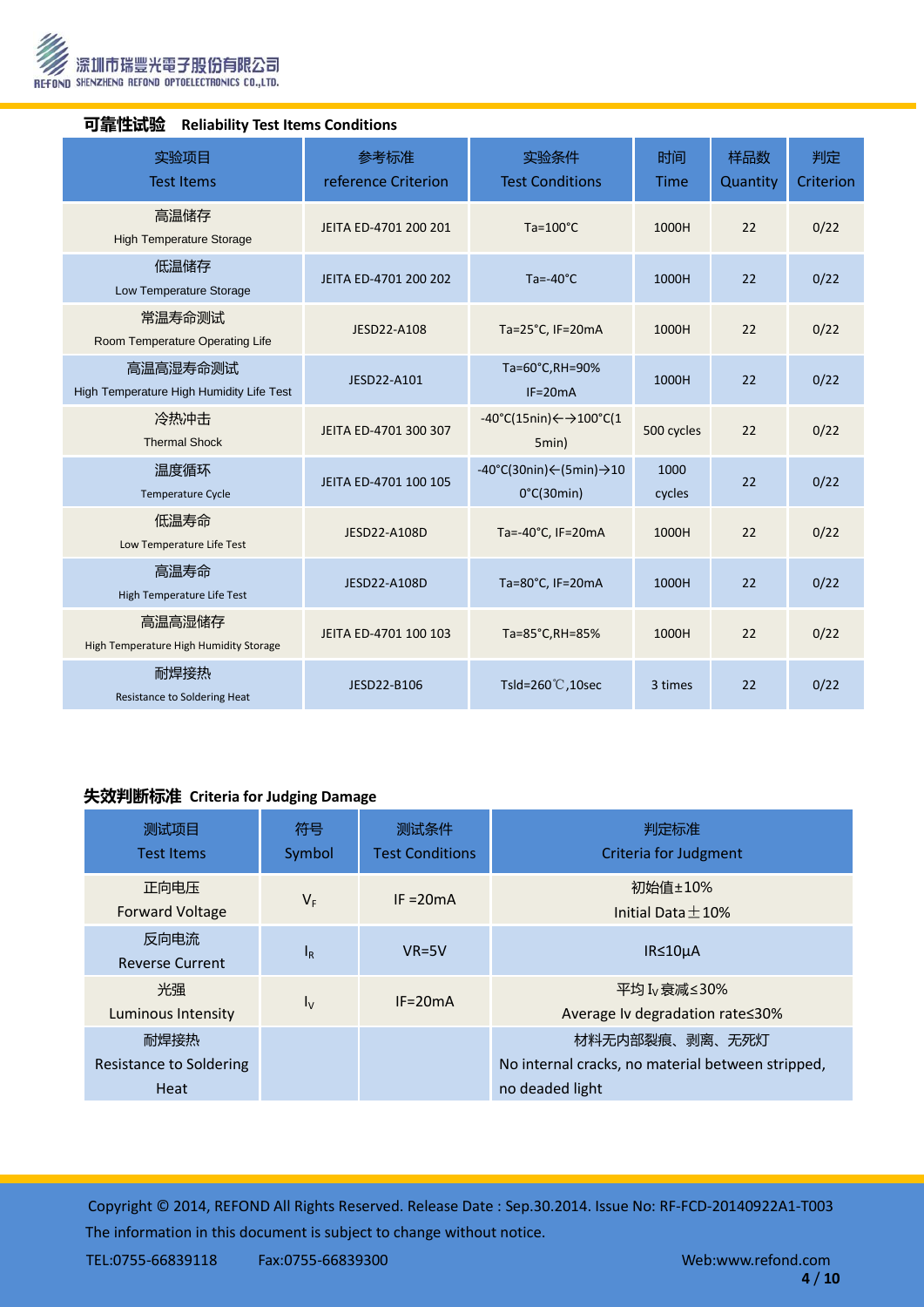## 可靠性试验 Reliability Test Items Conditions

| 实验项目 Test Items | 参考标准 reference Criterion | 实验条件 Test Conditions | 时间 Time | 样品数 Quantity | 判定 Criterion |
|---|---|---|---|---|---|
| 高温储存 High Temperature Storage | JEITA ED-4701 200 201 | Ta=100°C | 1000H | 22 | 0/22 |
| 低温储存 Low Temperature Storage | JEITA ED-4701 200 202 | Ta=-40°C | 1000H | 22 | 0/22 |
| 常温寿命测试 Room Temperature Operating Life | JESD22-A108 | Ta=25°C, IF=20mA | 1000H | 22 | 0/22 |
| 高温高湿寿命测试 High Temperature High Humidity Life Test | JESD22-A101 | Ta=60°C,RH=90% IF=20mA | 1000H | 22 | 0/22 |
| 冷热冲击 Thermal Shock | JEITA ED-4701 300 307 | -40°C(15nin)←→100°C(15min) | 500 cycles | 22 | 0/22 |
| 温度循环 Temperature Cycle | JEITA ED-4701 100 105 | -40°C(30nin)←(5min)→100°C(30min) | 1000 cycles | 22 | 0/22 |
| 低温寿命 Low Temperature Life Test | JESD22-A108D | Ta=-40°C, IF=20mA | 1000H | 22 | 0/22 |
| 高温寿命 High Temperature Life Test | JESD22-A108D | Ta=80°C, IF=20mA | 1000H | 22 | 0/22 |
| 高温高湿储存 High Temperature High Humidity Storage | JEITA ED-4701 100 103 | Ta=85°C,RH=85% | 1000H | 22 | 0/22 |
| 耐焊接热 Resistance to Soldering Heat | JESD22-B106 | Tsld=260℃,10sec | 3 times | 22 | 0/22 |

## 失效判断标准 Criteria for Judging Damage

| 测试项目 Test Items | 符号 Symbol | 测试条件 Test Conditions | 判定标准 Criteria for Judgment |
|---|---|---|---|
| 正向电压 Forward Voltage | $V_F$ | IF =20mA | 初始值±10% Initial Data±10% |
| 反向电流 Reverse Current | $I_R$ | VR=5V | IR≤10μA |
| 光强 Luminous Intensity | $I_V$ | IF=20mA | 平均 $I_V$ 衰减≤30% Average Iv degradation rate≤30% |
| 耐焊接热 Resistance to Soldering Heat | | | 材料无内部裂痕、剥离、无死灯 No internal cracks, no material between stripped, no deaded light |

Copyright © 2014, REFOND All Rights Reserved. Release Date : Sep.30.2014. Issue No: RF-FCD-20140922A1-T003
The information in this document is subject to change without notice.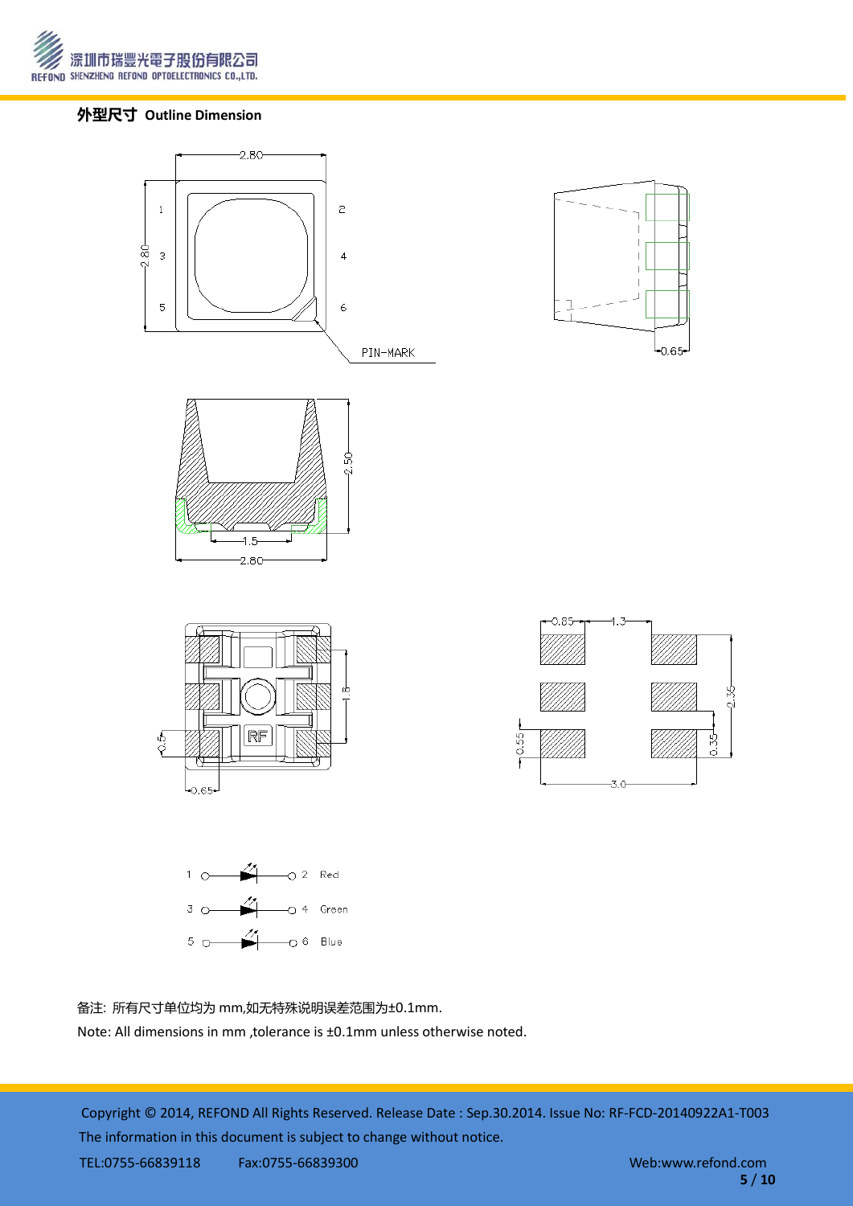## 外型尺寸 Outline Dimension

备注: 所有尺寸单位均为 mm,如无特殊说明误差范围为±0.1mm.

Note: All dimensions in mm ,tolerance is ±0.1mm unless otherwise noted.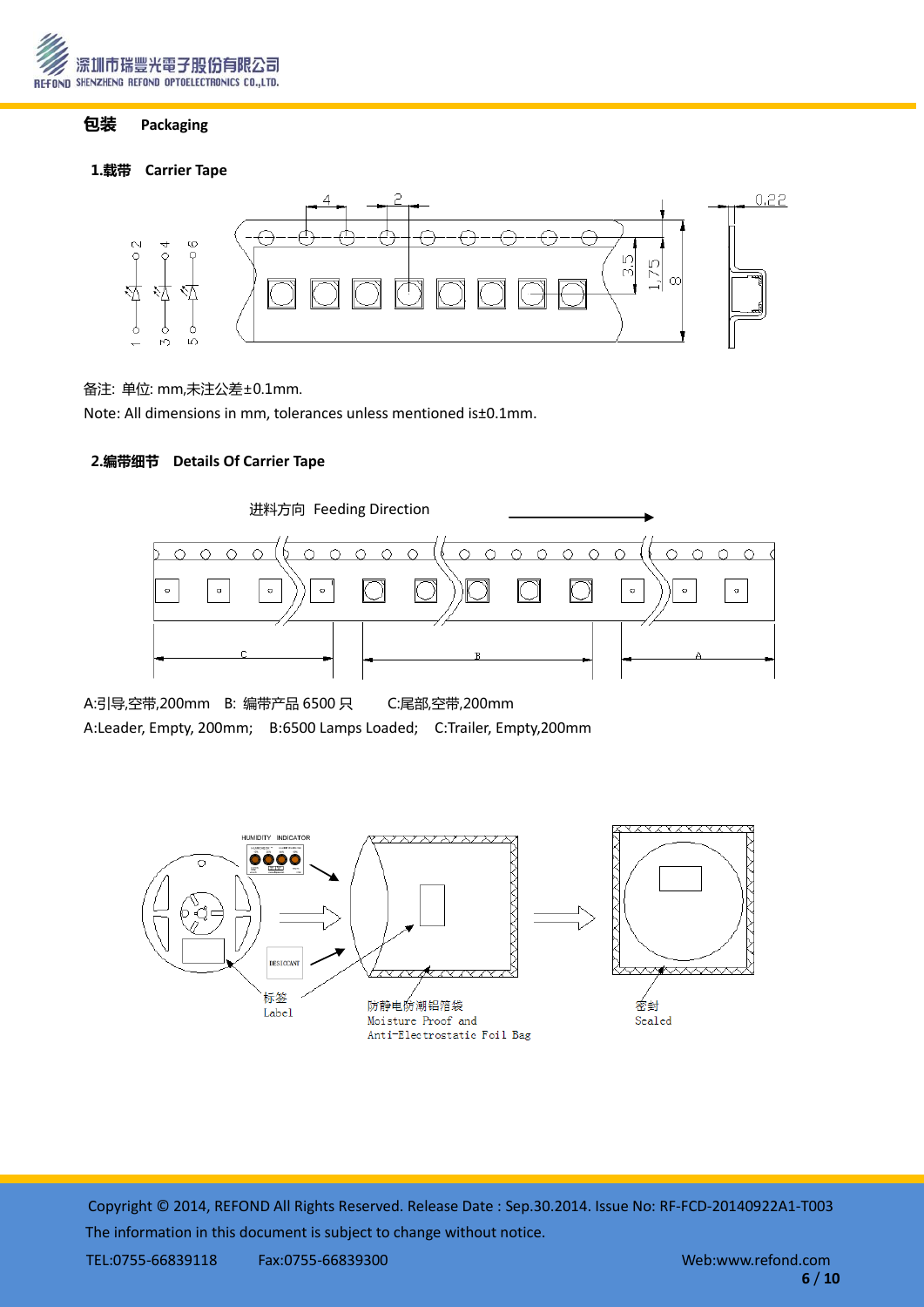## 包装　Packaging

### 1.载带　Carrier Tape

备注: 单位: mm,未注公差±0.1mm.

Note: All dimensions in mm, tolerances unless mentioned is±0.1mm.

### 2.编带细节　Details Of Carrier Tape

进料方向　Feeding Direction

A:引导,空带,200mm　B: 编带产品 6500 只　　C:尾部,空带,200mm

A:Leader, Empty, 200mm;　B:6500 Lamps Loaded;　C:Trailer, Empty,200mm

标签
Label

防静电防潮铝箔袋
Moisture Proof and
Anti-Electrostatic Foil Bag

密封
Sealed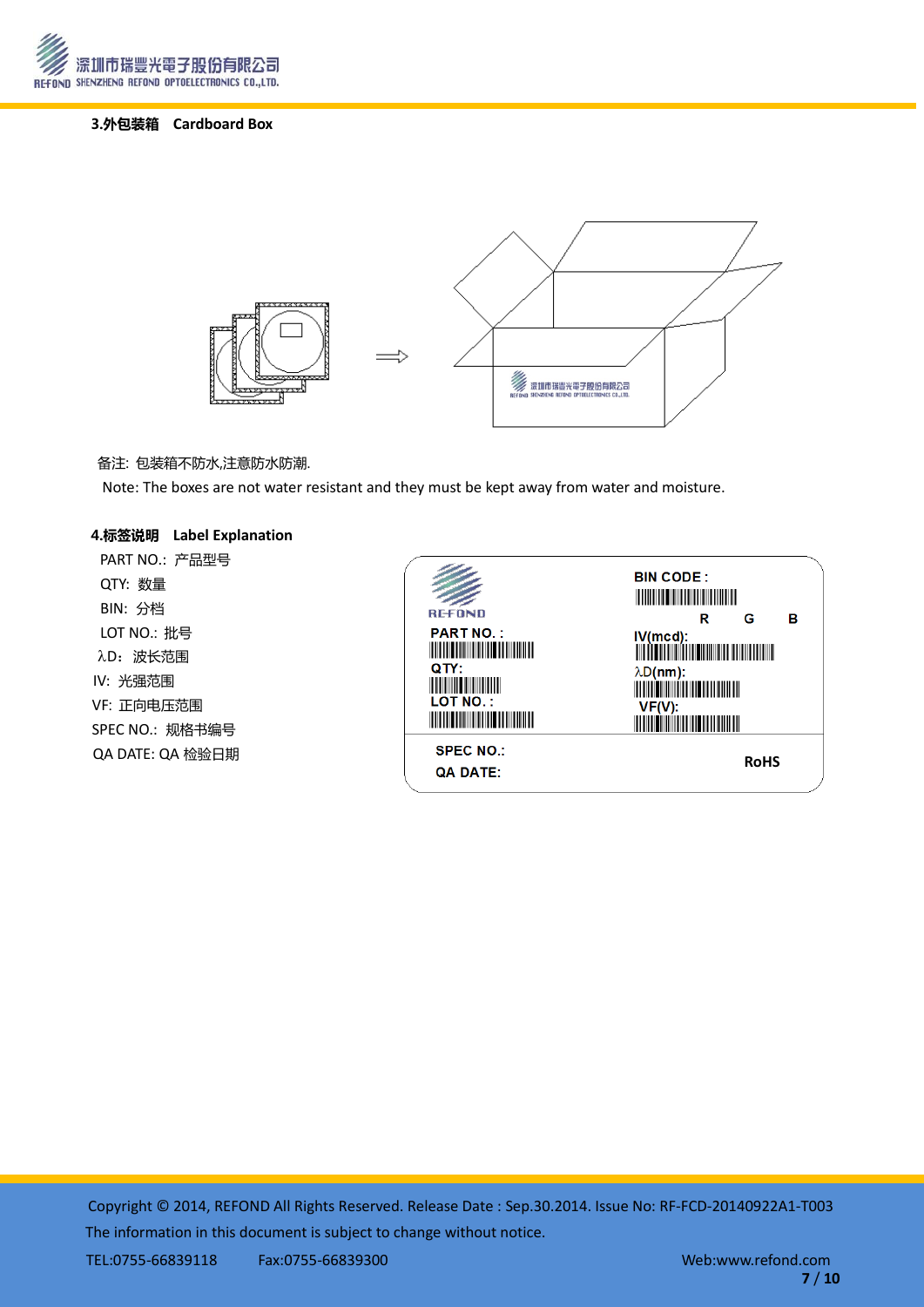### 3.外包装箱　Cardboard Box

备注: 包装箱不防水,注意防水防潮.

Note: The boxes are not water resistant and they must be kept away from water and moisture.

### 4.标签说明　Label Explanation

PART NO.: 产品型号

QTY: 数量

BIN: 分档

LOT NO.: 批号

λD: 波长范围

IV: 光强范围

VF: 正向电压范围

SPEC NO.: 规格书编号

QA DATE: QA 检验日期

REFOND

PART NO. :

QTY:

LOT NO. :

BIN CODE :

R　G　B

IV(mcd):

λD(nm):

VF(V):

SPEC NO.:

QA DATE:

RoHS

Copyright © 2014, REFOND All Rights Reserved. Release Date : Sep.30.2014. Issue No: RF-FCD-20140922A1-T003

The information in this document is subject to change without notice.

TEL:0755-66839118　　Fax:0755-66839300　　Web:www.refond.com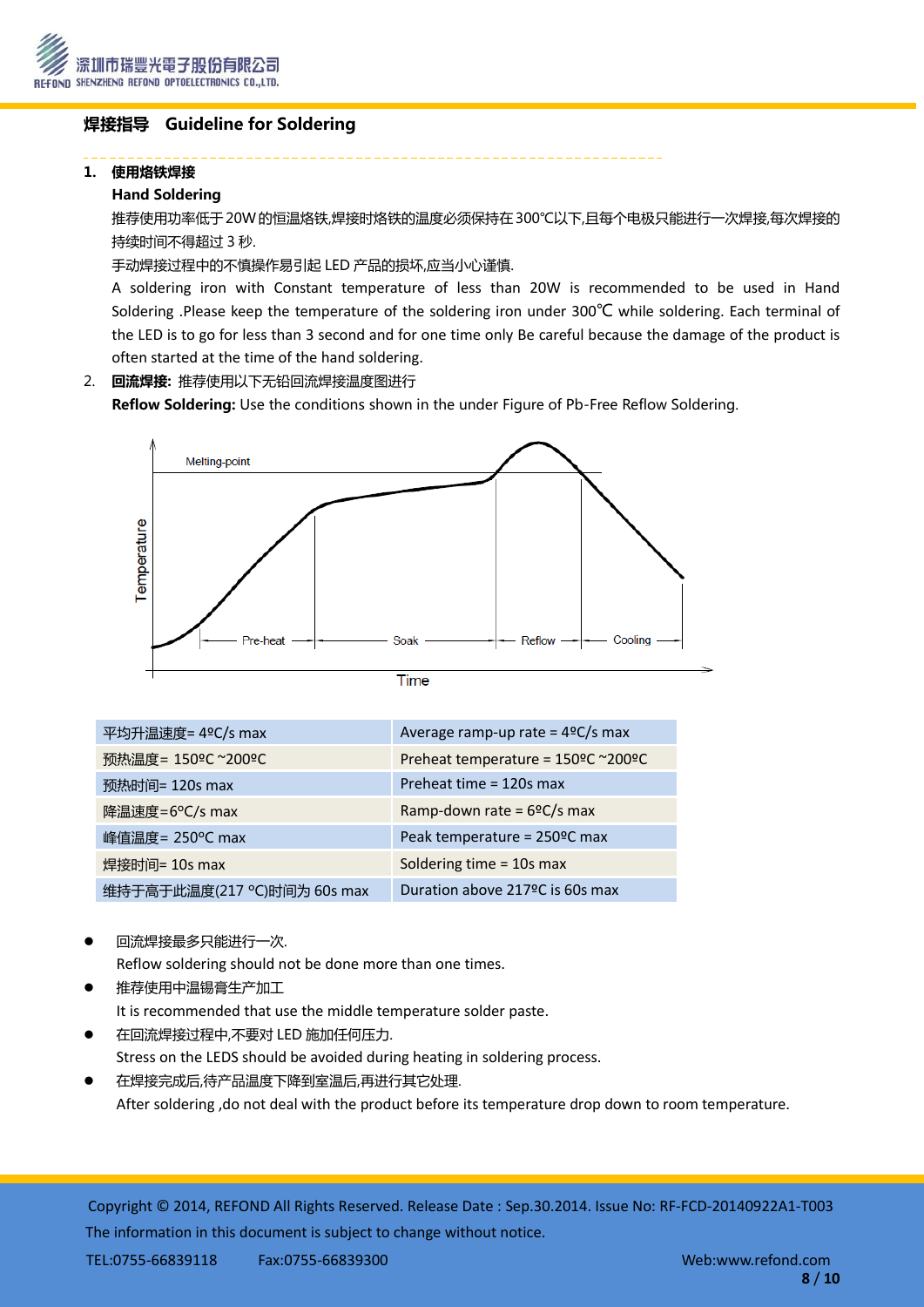## 焊接指导　Guideline for Soldering

1. **使用烙铁焊接**

   **Hand Soldering**

   推荐使用功率低于20W的恒温烙铁,焊接时烙铁的温度必须保持在300°C以下,且每个电极只能进行一次焊接,每次焊接的持续时间不得超过3秒.

   手动焊接过程中的不慎操作易引起LED产品的损坏,应当小心谨慎.

   A soldering iron with Constant temperature of less than 20W is recommended to be used in Hand Soldering .Please keep the temperature of the soldering iron under 300℃ while soldering. Each terminal of the LED is to go for less than 3 second and for one time only Be careful because the damage of the product is often started at the time of the hand soldering.

2. **回流焊接:** 推荐使用以下无铅回流焊接温度图进行

   **Reflow Soldering:** Use the conditions shown in the under Figure of Pb-Free Reflow Soldering.

Melting-point

Temperature

Pre-heat　Soak　Reflow　Cooling

Time

| 平均升温速度= 4ºC/s max | Average ramp-up rate = 4ºC/s max |
|---|---|
| 预热温度= 150ºC ~200ºC | Preheat temperature = 150ºC ~200ºC |
| 预热时间= 120s max | Preheat time = 120s max |
| 降温速度=6ºC/s max | Ramp-down rate = 6ºC/s max |
| 峰值温度= 250ºC max | Peak temperature = 250ºC max |
| 焊接时间= 10s max | Soldering time = 10s max |
| 维持于高于此温度(217 ºC)时间为 60s max | Duration above 217ºC is 60s max |

- 回流焊接最多只能进行一次.

  Reflow soldering should not be done more than one times.
- 推荐使用中温锡膏生产加工

  It is recommended that use the middle temperature solder paste.
- 在回流焊接过程中,不要对LED施加任何压力.

  Stress on the LEDS should be avoided during heating in soldering process.
- 在焊接完成后,待产品温度下降到室温后,再进行其它处理.

  After soldering ,do not deal with the product before its temperature drop down to room temperature.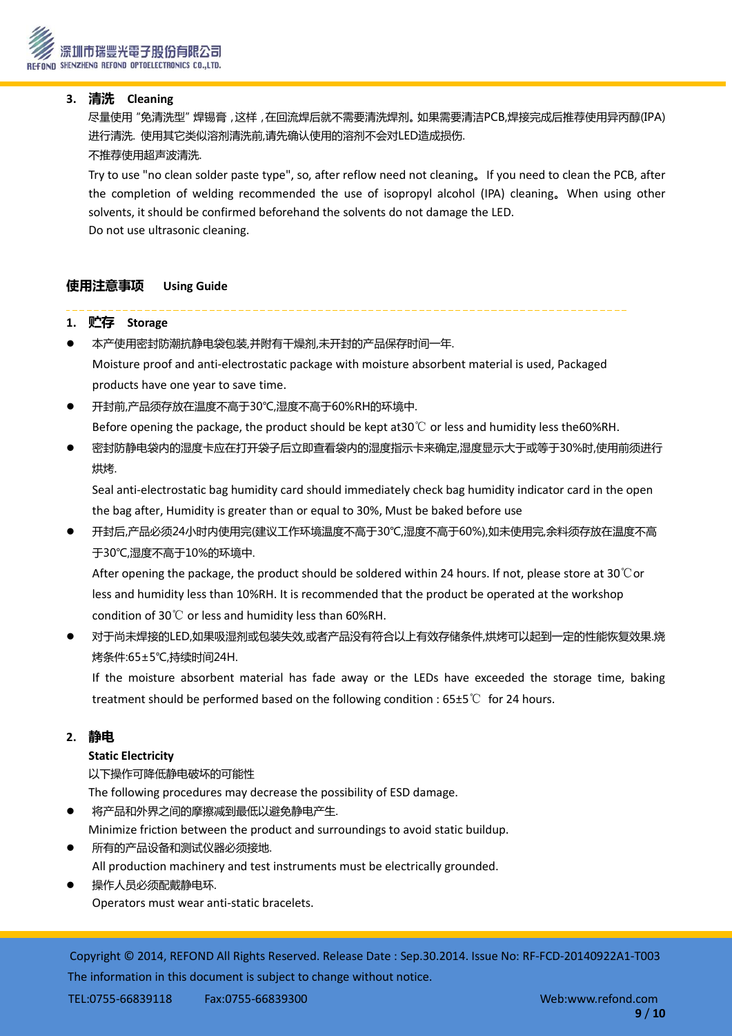### 3. 清洗 Cleaning

尽量使用 "免清洗型" 焊锡膏，这样，在回流焊后就不需要清洗焊剂。如果需要清洁PCB,焊接完成后推荐使用异丙醇(IPA)进行清洗. 使用其它类似溶剂清洗前,请先确认使用的溶剂不会对LED造成损伤.

不推荐使用超声波清洗.

Try to use "no clean solder paste type", so, after reflow need not cleaning。If you need to clean the PCB, after the completion of welding recommended the use of isopropyl alcohol (IPA) cleaning。When using other solvents, it should be confirmed beforehand the solvents do not damage the LED.

Do not use ultrasonic cleaning.

## 使用注意事项 Using Guide

### 1. 贮存 Storage

- 本产使用密封防潮抗静电袋包装,并附有干燥剂,未开封的产品保存时间一年.
  Moisture proof and anti-electrostatic package with moisture absorbent material is used, Packaged products have one year to save time.
- 开封前,产品须存放在温度不高于30℃,湿度不高于60%RH的环境中.
  Before opening the package, the product should be kept at30℃ or less and humidity less the60%RH.
- 密封防静电袋内的湿度卡应在打开袋子后立即查看袋内的湿度指示卡来确定,湿度显示大于或等于30%时,使用前须进行烘烤.
  Seal anti-electrostatic bag humidity card should immediately check bag humidity indicator card in the open the bag after, Humidity is greater than or equal to 30%, Must be baked before use
- 开封后,产品必须24小时内使用完(建议工作环境温度不高于30℃,湿度不高于60%),如未使用完,余料须存放在温度不高于30℃,湿度不高于10%的环境中.
  After opening the package, the product should be soldered within 24 hours. If not, please store at 30℃or less and humidity less than 10%RH. It is recommended that the product be operated at the workshop condition of 30℃ or less and humidity less than 60%RH.
- 对于尚未焊接的LED,如果吸湿剂或包装失效,或者产品没有符合以上有效存储条件,烘烤可以起到一定的性能恢复效果.烘烤条件:65±5℃,持续时间24H.
  If the moisture absorbent material has fade away or the LEDs have exceeded the storage time, baking treatment should be performed based on the following condition : 65±5℃ for 24 hours.

### 2. 静电

**Static Electricity**

以下操作可降低静电破坏的可能性

The following procedures may decrease the possibility of ESD damage.

- 将产品和外界之间的摩擦减到最低以避免静电产生.
  Minimize friction between the product and surroundings to avoid static buildup.
- 所有的产品设备和测试仪器必须接地.
  All production machinery and test instruments must be electrically grounded.
- 操作人员必须配戴静电环.
  Operators must wear anti-static bracelets.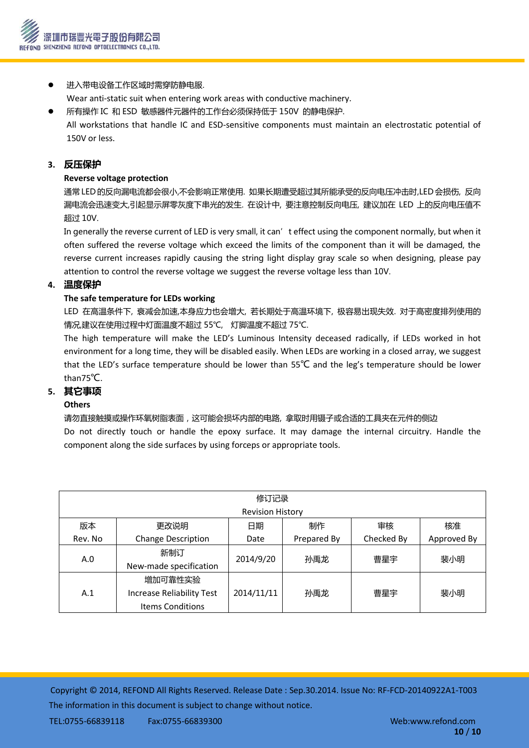- 进入带电设备工作区域时需穿防静电服.
  Wear anti-static suit when entering work areas with conductive machinery.
- 所有操作 IC 和 ESD 敏感器件元器件的工作台必须保持低于 150V 的静电保护.
  All workstations that handle IC and ESD-sensitive components must maintain an electrostatic potential of 150V or less.

### 3. 反压保护

**Reverse voltage protection**

通常 LED 的反向漏电流都会很小,不会影响正常使用. 如果长期遭受超过其所能承受的反向电压冲击时,LED 会损伤, 反向漏电流会迅速变大,引起显示屏零灰度下串光的发生. 在设计中, 要注意控制反向电压, 建议加在 LED 上的反向电压值不超过 10V.

In generally the reverse current of LED is very small, it can' t effect using the component normally, but when it often suffered the reverse voltage which exceed the limits of the component than it will be damaged, the reverse current increases rapidly causing the string light display gray scale so when designing, please pay attention to control the reverse voltage we suggest the reverse voltage less than 10V.

### 4. 温度保护

**The safe temperature for LEDs working**

LED 在高温条件下, 衰减会加速,本身应力也会增大, 若长期处于高温环境下, 极容易出现失效. 对于高密度排列使用的情况,建议在使用过程中灯面温度不超过 55℃, 灯脚温度不超过 75℃.

The high temperature will make the LED's Luminous Intensity deceased radically, if LEDs worked in hot environment for a long time, they will be disabled easily. When LEDs are working in a closed array, we suggest that the LED's surface temperature should be lower than 55℃ and the leg's temperature should be lower than75℃.

### 5. 其它事项

**Others**

请勿直接触摸或操作环氧树脂表面，这可能会损坏内部的电路, 拿取时用镊子或合适的工具夹在元件的侧边

Do not directly touch or handle the epoxy surface. It may damage the internal circuitry. Handle the component along the side surfaces by using forceps or appropriate tools.

| 修订记录 Revision History | | | | | |
|---|---|---|---|---|---|
| 版本 Rev. No | 更改说明 Change Description | 日期 Date | 制作 Prepared By | 审核 Checked By | 核准 Approved By |
| A.0 | 新制订 New-made specification | 2014/9/20 | 孙禹龙 | 曹星宇 | 裴小明 |
| A.1 | 增加可靠性实验 Increase Reliability Test Items Conditions | 2014/11/11 | 孙禹龙 | 曹星宇 | 裴小明 |